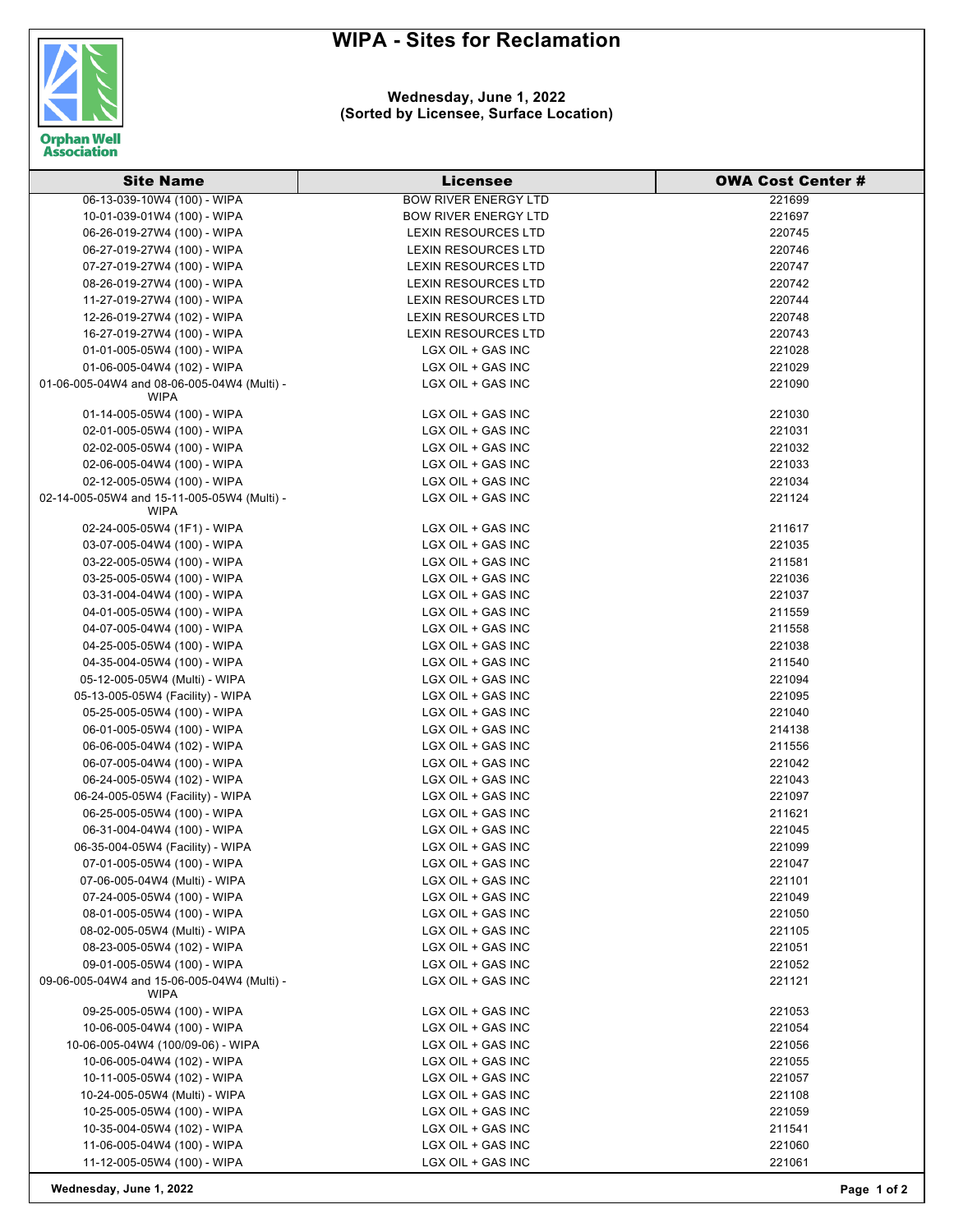# WIPA - Sites for Reclamation

**Wednesday, June 1, 2022**
**(Sorted by Licensee, Surface Location)**

| Site Name | Licensee | OWA Cost Center # |
|---|---|---|
| 06-13-039-10W4 (100) - WIPA | BOW RIVER ENERGY LTD | 221699 |
| 10-01-039-01W4 (100) - WIPA | BOW RIVER ENERGY LTD | 221697 |
| 06-26-019-27W4 (100) - WIPA | LEXIN RESOURCES LTD | 220745 |
| 06-27-019-27W4 (100) - WIPA | LEXIN RESOURCES LTD | 220746 |
| 07-27-019-27W4 (100) - WIPA | LEXIN RESOURCES LTD | 220747 |
| 08-26-019-27W4 (100) - WIPA | LEXIN RESOURCES LTD | 220742 |
| 11-27-019-27W4 (100) - WIPA | LEXIN RESOURCES LTD | 220744 |
| 12-26-019-27W4 (102) - WIPA | LEXIN RESOURCES LTD | 220748 |
| 16-27-019-27W4 (100) - WIPA | LEXIN RESOURCES LTD | 220743 |
| 01-01-005-05W4 (100) - WIPA | LGX OIL + GAS INC | 221028 |
| 01-06-005-04W4 (102) - WIPA | LGX OIL + GAS INC | 221029 |
| 01-06-005-04W4 and 08-06-005-04W4 (Multi) - WIPA | LGX OIL + GAS INC | 221090 |
| 01-14-005-05W4 (100) - WIPA | LGX OIL + GAS INC | 221030 |
| 02-01-005-05W4 (100) - WIPA | LGX OIL + GAS INC | 221031 |
| 02-02-005-05W4 (100) - WIPA | LGX OIL + GAS INC | 221032 |
| 02-06-005-04W4 (100) - WIPA | LGX OIL + GAS INC | 221033 |
| 02-12-005-05W4 (100) - WIPA | LGX OIL + GAS INC | 221034 |
| 02-14-005-05W4 and 15-11-005-05W4 (Multi) - WIPA | LGX OIL + GAS INC | 221124 |
| 02-24-005-05W4 (1F1) - WIPA | LGX OIL + GAS INC | 211617 |
| 03-07-005-04W4 (100) - WIPA | LGX OIL + GAS INC | 221035 |
| 03-22-005-05W4 (100) - WIPA | LGX OIL + GAS INC | 211581 |
| 03-25-005-05W4 (100) - WIPA | LGX OIL + GAS INC | 221036 |
| 03-31-004-04W4 (100) - WIPA | LGX OIL + GAS INC | 221037 |
| 04-01-005-05W4 (100) - WIPA | LGX OIL + GAS INC | 211559 |
| 04-07-005-04W4 (100) - WIPA | LGX OIL + GAS INC | 211558 |
| 04-25-005-05W4 (100) - WIPA | LGX OIL + GAS INC | 221038 |
| 04-35-004-05W4 (100) - WIPA | LGX OIL + GAS INC | 211540 |
| 05-12-005-05W4 (Multi) - WIPA | LGX OIL + GAS INC | 221094 |
| 05-13-005-05W4 (Facility) - WIPA | LGX OIL + GAS INC | 221095 |
| 05-25-005-05W4 (100) - WIPA | LGX OIL + GAS INC | 221040 |
| 06-01-005-05W4 (100) - WIPA | LGX OIL + GAS INC | 214138 |
| 06-06-005-04W4 (102) - WIPA | LGX OIL + GAS INC | 211556 |
| 06-07-005-04W4 (100) - WIPA | LGX OIL + GAS INC | 221042 |
| 06-24-005-05W4 (102) - WIPA | LGX OIL + GAS INC | 221043 |
| 06-24-005-05W4 (Facility) - WIPA | LGX OIL + GAS INC | 221097 |
| 06-25-005-05W4 (100) - WIPA | LGX OIL + GAS INC | 211621 |
| 06-31-004-04W4 (100) - WIPA | LGX OIL + GAS INC | 221045 |
| 06-35-004-05W4 (Facility) - WIPA | LGX OIL + GAS INC | 221099 |
| 07-01-005-05W4 (100) - WIPA | LGX OIL + GAS INC | 221047 |
| 07-06-005-04W4 (Multi) - WIPA | LGX OIL + GAS INC | 221101 |
| 07-24-005-05W4 (100) - WIPA | LGX OIL + GAS INC | 221049 |
| 08-01-005-05W4 (100) - WIPA | LGX OIL + GAS INC | 221050 |
| 08-02-005-05W4 (Multi) - WIPA | LGX OIL + GAS INC | 221105 |
| 08-23-005-05W4 (102) - WIPA | LGX OIL + GAS INC | 221051 |
| 09-01-005-05W4 (100) - WIPA | LGX OIL + GAS INC | 221052 |
| 09-06-005-04W4 and 15-06-005-04W4 (Multi) - WIPA | LGX OIL + GAS INC | 221121 |
| 09-25-005-05W4 (100) - WIPA | LGX OIL + GAS INC | 221053 |
| 10-06-005-04W4 (100) - WIPA | LGX OIL + GAS INC | 221054 |
| 10-06-005-04W4 (100/09-06) - WIPA | LGX OIL + GAS INC | 221056 |
| 10-06-005-04W4 (102) - WIPA | LGX OIL + GAS INC | 221055 |
| 10-11-005-05W4 (102) - WIPA | LGX OIL + GAS INC | 221057 |
| 10-24-005-05W4 (Multi) - WIPA | LGX OIL + GAS INC | 221108 |
| 10-25-005-05W4 (100) - WIPA | LGX OIL + GAS INC | 221059 |
| 10-35-004-05W4 (102) - WIPA | LGX OIL + GAS INC | 211541 |
| 11-06-005-04W4 (100) - WIPA | LGX OIL + GAS INC | 221060 |
| 11-12-005-05W4 (100) - WIPA | LGX OIL + GAS INC | 221061 |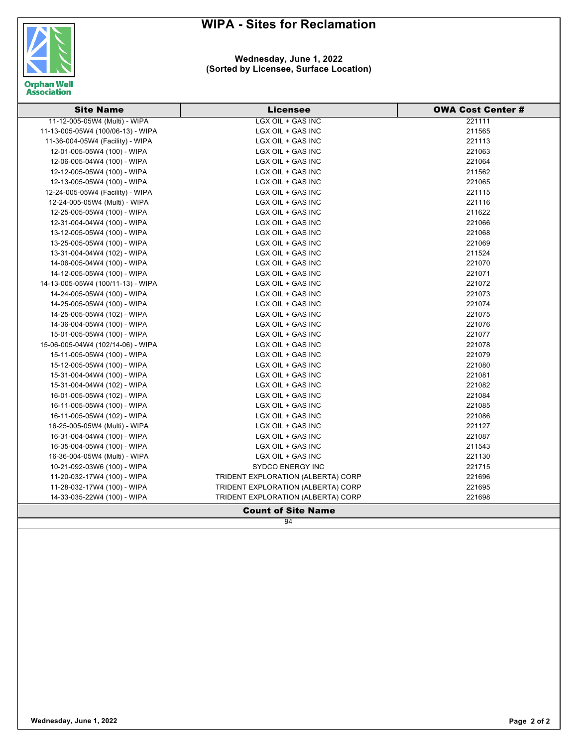# WIPA - Sites for Reclamation

**Wednesday, June 1, 2022**
**(Sorted by Licensee, Surface Location)**

| Site Name | Licensee | OWA Cost Center # |
|---|---|---|
| 11-12-005-05W4 (Multi) - WIPA | LGX OIL + GAS INC | 221111 |
| 11-13-005-05W4 (100/06-13) - WIPA | LGX OIL + GAS INC | 211565 |
| 11-36-004-05W4 (Facility) - WIPA | LGX OIL + GAS INC | 221113 |
| 12-01-005-05W4 (100) - WIPA | LGX OIL + GAS INC | 221063 |
| 12-06-005-04W4 (100) - WIPA | LGX OIL + GAS INC | 221064 |
| 12-12-005-05W4 (100) - WIPA | LGX OIL + GAS INC | 211562 |
| 12-13-005-05W4 (100) - WIPA | LGX OIL + GAS INC | 221065 |
| 12-24-005-05W4 (Facility) - WIPA | LGX OIL + GAS INC | 221115 |
| 12-24-005-05W4 (Multi) - WIPA | LGX OIL + GAS INC | 221116 |
| 12-25-005-05W4 (100) - WIPA | LGX OIL + GAS INC | 211622 |
| 12-31-004-04W4 (100) - WIPA | LGX OIL + GAS INC | 221066 |
| 13-12-005-05W4 (100) - WIPA | LGX OIL + GAS INC | 221068 |
| 13-25-005-05W4 (100) - WIPA | LGX OIL + GAS INC | 221069 |
| 13-31-004-04W4 (102) - WIPA | LGX OIL + GAS INC | 211524 |
| 14-06-005-04W4 (100) - WIPA | LGX OIL + GAS INC | 221070 |
| 14-12-005-05W4 (100) - WIPA | LGX OIL + GAS INC | 221071 |
| 14-13-005-05W4 (100/11-13) - WIPA | LGX OIL + GAS INC | 221072 |
| 14-24-005-05W4 (100) - WIPA | LGX OIL + GAS INC | 221073 |
| 14-25-005-05W4 (100) - WIPA | LGX OIL + GAS INC | 221074 |
| 14-25-005-05W4 (102) - WIPA | LGX OIL + GAS INC | 221075 |
| 14-36-004-05W4 (100) - WIPA | LGX OIL + GAS INC | 221076 |
| 15-01-005-05W4 (100) - WIPA | LGX OIL + GAS INC | 221077 |
| 15-06-005-04W4 (102/14-06) - WIPA | LGX OIL + GAS INC | 221078 |
| 15-11-005-05W4 (100) - WIPA | LGX OIL + GAS INC | 221079 |
| 15-12-005-05W4 (100) - WIPA | LGX OIL + GAS INC | 221080 |
| 15-31-004-04W4 (100) - WIPA | LGX OIL + GAS INC | 221081 |
| 15-31-004-04W4 (102) - WIPA | LGX OIL + GAS INC | 221082 |
| 16-01-005-05W4 (102) - WIPA | LGX OIL + GAS INC | 221084 |
| 16-11-005-05W4 (100) - WIPA | LGX OIL + GAS INC | 221085 |
| 16-11-005-05W4 (102) - WIPA | LGX OIL + GAS INC | 221086 |
| 16-25-005-05W4 (Multi) - WIPA | LGX OIL + GAS INC | 221127 |
| 16-31-004-04W4 (100) - WIPA | LGX OIL + GAS INC | 221087 |
| 16-35-004-05W4 (100) - WIPA | LGX OIL + GAS INC | 211543 |
| 16-36-004-05W4 (Multi) - WIPA | LGX OIL + GAS INC | 221130 |
| 10-21-092-03W6 (100) - WIPA | SYDCO ENERGY INC | 221715 |
| 11-20-032-17W4 (100) - WIPA | TRIDENT EXPLORATION (ALBERTA) CORP | 221696 |
| 11-28-032-17W4 (100) - WIPA | TRIDENT EXPLORATION (ALBERTA) CORP | 221695 |
| 14-33-035-22W4 (100) - WIPA | TRIDENT EXPLORATION (ALBERTA) CORP | 221698 |

| Count of Site Name |
|---|
| 94 |